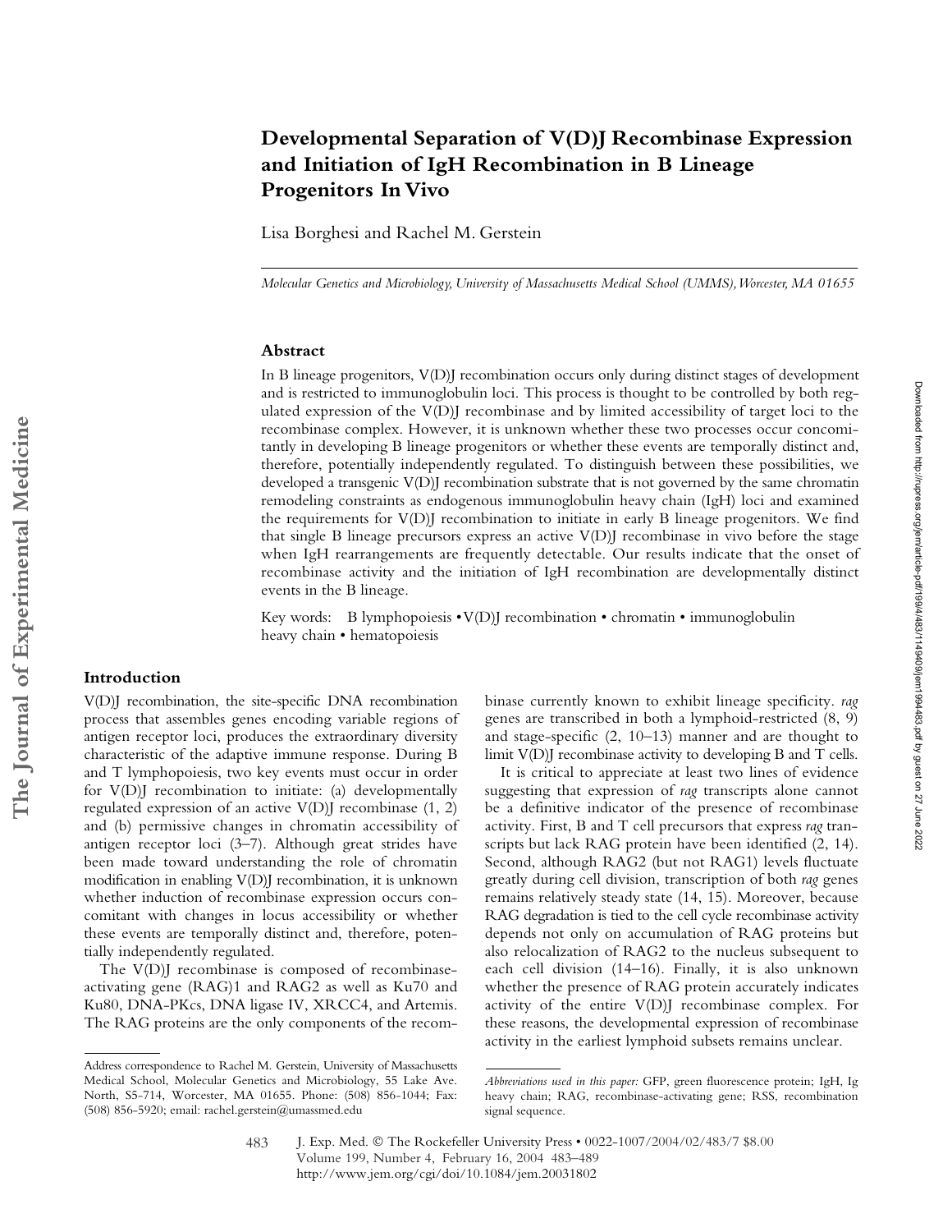# Developmental Separation of V(D)J Recombinase Expression and Initiation of IgH Recombination in B Lineage Progenitors In Vivo

Lisa Borghesi and Rachel M. Gerstein

*Molecular Genetics and Microbiology, University of Massachusetts Medical School (UMMS), Worcester, MA 01655*

## Abstract

In B lineage progenitors, V(D)J recombination occurs only during distinct stages of development and is restricted to immunoglobulin loci. This process is thought to be controlled by both regulated expression of the V(D)J recombinase and by limited accessibility of target loci to the recombinase complex. However, it is unknown whether these two processes occur concomitantly in developing B lineage progenitors or whether these events are temporally distinct and, therefore, potentially independently regulated. To distinguish between these possibilities, we developed a transgenic V(D)J recombination substrate that is not governed by the same chromatin remodeling constraints as endogenous immunoglobulin heavy chain (IgH) loci and examined the requirements for V(D)J recombination to initiate in early B lineage progenitors. We find that single B lineage precursors express an active V(D)J recombinase in vivo before the stage when IgH rearrangements are frequently detectable. Our results indicate that the onset of recombinase activity and the initiation of IgH recombination are developmentally distinct events in the B lineage.

Key words: B lymphopoiesis • V(D)J recombination • chromatin • immunoglobulin heavy chain • hematopoiesis

## Introduction

V(D)J recombination, the site-specific DNA recombination process that assembles genes encoding variable regions of antigen receptor loci, produces the extraordinary diversity characteristic of the adaptive immune response. During B and T lymphopoiesis, two key events must occur in order for V(D)J recombination to initiate: (a) developmentally regulated expression of an active V(D)J recombinase (1, 2) and (b) permissive changes in chromatin accessibility of antigen receptor loci (3–7). Although great strides have been made toward understanding the role of chromatin modification in enabling V(D)J recombination, it is unknown whether induction of recombinase expression occurs concomitant with changes in locus accessibility or whether these events are temporally distinct and, therefore, potentially independently regulated.

The V(D)J recombinase is composed of recombinase-activating gene (RAG)1 and RAG2 as well as Ku70 and Ku80, DNA-PKcs, DNA ligase IV, XRCC4, and Artemis. The RAG proteins are the only components of the recombinase currently known to exhibit lineage specificity. *rag* genes are transcribed in both a lymphoid-restricted (8, 9) and stage-specific (2, 10–13) manner and are thought to limit V(D)J recombinase activity to developing B and T cells.

It is critical to appreciate at least two lines of evidence suggesting that expression of *rag* transcripts alone cannot be a definitive indicator of the presence of recombinase activity. First, B and T cell precursors that express *rag* transcripts but lack RAG protein have been identified (2, 14). Second, although RAG2 (but not RAG1) levels fluctuate greatly during cell division, transcription of both *rag* genes remains relatively steady state (14, 15). Moreover, because RAG degradation is tied to the cell cycle recombinase activity depends not only on accumulation of RAG proteins but also relocalization of RAG2 to the nucleus subsequent to each cell division (14–16). Finally, it is also unknown whether the presence of RAG protein accurately indicates activity of the entire V(D)J recombinase complex. For these reasons, the developmental expression of recombinase activity in the earliest lymphoid subsets remains unclear.

---

Address correspondence to Rachel M. Gerstein, University of Massachusetts Medical School, Molecular Genetics and Microbiology, 55 Lake Ave. North, S5-714, Worcester, MA 01655. Phone: (508) 856-1044; Fax: (508) 856-5920; email: rachel.gerstein@umassmed.edu

*Abbreviations used in this paper:* GFP, green fluorescence protein; IgH, Ig heavy chain; RAG, recombinase-activating gene; RSS, recombination signal sequence.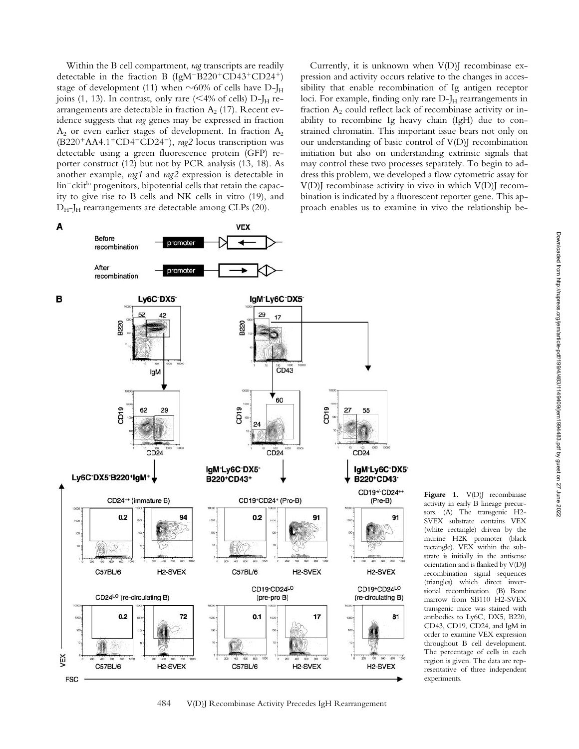Within the B cell compartment, *rag* transcripts are readily detectable in the fraction B ($IgM^-B220^+CD43^+CD24^+$) stage of development (11) when ~60% of cells have $D$-$J_H$ joins (1, 13). In contrast, only rare (<4% of cells) $D$-$J_H$ rearrangements are detectable in fraction $A_2$ (17). Recent evidence suggests that *rag* genes may be expressed in fraction $A_2$ or even earlier stages of development. In fraction $A_2$ ($B220^+AA4.1^+CD4^-CD24^-$), *rag2* locus transcription was detectable using a green fluorescence protein (GFP) reporter construct (12) but not by PCR analysis (13, 18). As another example, *rag1* and *rag2* expression is detectable in $lin^-ckit^{lo}$ progenitors, bipotential cells that retain the capacity to give rise to B cells and NK cells in vitro (19), and $D_H$-$J_H$ rearrangements are detectable among CLPs (20).

Currently, it is unknown when V(D)J recombinase expression and activity occurs relative to the changes in accessibility that enable recombination of Ig antigen receptor loci. For example, finding only rare $D$-$J_H$ rearrangements in fraction $A_2$ could reflect lack of recombinase activity or inability to recombine Ig heavy chain (IgH) due to constrained chromatin. This important issue bears not only on our understanding of basic control of V(D)J recombination initiation but also on understanding extrinsic signals that may control these two processes separately. To begin to address this problem, we developed a flow cytometric assay for V(D)J recombinase activity in vivo in which V(D)J recombination is indicated by a fluorescent reporter gene. This approach enables us to examine in vivo the relationship be-

**Figure 1.** V(D)J recombinase activity in early B lineage precursors. (A) The transgenic H2-SVEX substrate contains VEX (white rectangle) driven by the murine H2K promoter (black rectangle). VEX within the substrate is initially in the antisense orientation and is flanked by V(D)J recombination signal sequences (triangles) which direct inversional recombination. (B) Bone marrow from SB110 H2-SVEX transgenic mice was stained with antibodies to Ly6C, DX5, B220, CD43, CD19, CD24, and IgM in order to examine VEX expression throughout B cell development. The percentage of cells in each region is given. The data are representative of three independent experiments.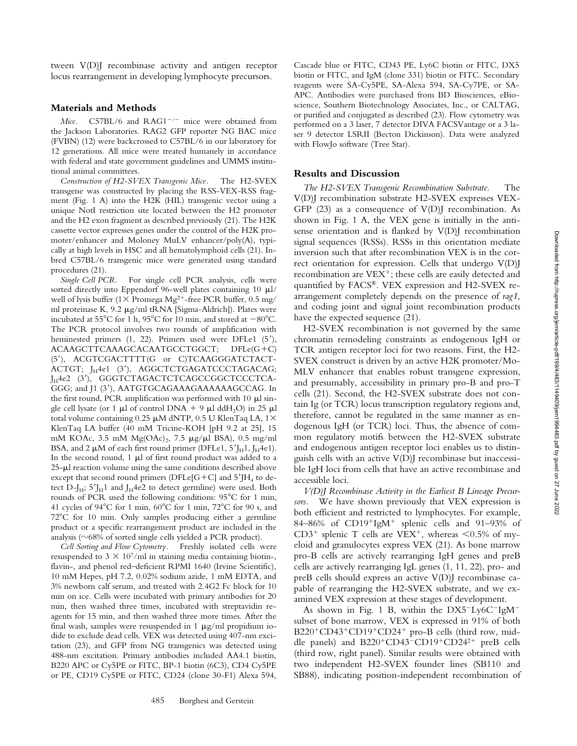tween V(D)J recombinase activity and antigen receptor locus rearrangement in developing lymphocyte precursors.

## Materials and Methods

*Mice.* C57BL/6 and RAG1$^{-/-}$ mice were obtained from the Jackson Laboratories. RAG2 GFP reporter NG BAC mice (FVBN) (12) were backcrossed to C57BL/6 in our laboratory for 12 generations. All mice were treated humanely in accordance with federal and state government guidelines and UMMS institutional animal committees.

*Construction of H2-SVEX Transgenic Mice.* The H2-SVEX transgene was constructed by placing the RSS-VEX-RSS fragment (Fig. 1 A) into the H2K (HIL) transgenic vector using a unique NotI restriction site located between the H2 promoter and the H2 exon fragment as described previously (21). The H2K cassette vector expresses genes under the control of the H2K promoter/enhancer and Moloney MuLV enhancer/poly(A), typically at high levels in HSC and all hematolymphoid cells (21). Inbred C57BL/6 transgenic mice were generated using standard procedures (21).

*Single Cell PCR.* For single cell PCR analysis, cells were sorted directly into Eppendorf 96-well plates containing 10 μl/well of lysis buffer (1× Promega $Mg^{2+}$-free PCR buffer, 0.5 mg/ml proteinase K, 9.2 μg/ml tRNA [Sigma-Aldrich]). Plates were incubated at 55°C for 1 h, 95°C for 10 min, and stored at −80°C. The PCR protocol involves two rounds of amplification with heminested primers (1, 22). Primers used were DFLe1 (5′), ACAAGCTTCAAAGCACAATGCCTGGCT; DFLe(G+C) (5′), ACGTCGACTTTT(G or C)TCAAGGGATCTACTACTGT; $J_H$4e1 (3′), AGGCTCTGAGATCCCTAGACAG; $J_H$4e2 (3′), GGGTCTAGACTCTCAGCCGGCTCCCTCAGGG; and J1 (3′), AATGTGCAGAAAGAAAAAAGCCAG. In the first round, PCR amplification was performed with 10 μl single cell lysate (or 1 μl of control DNA + 9 μl ddH$_2$O) in 25 μl total volume containing 0.25 μM dNTP, 0.5 U KlenTaq LA, 1× KlenTaq LA buffer (40 mM Tricine-KOH [pH 9.2 at 25], 15 mM KOAc, 3.5 mM Mg(OAc)$_2$, 7.5 μg/μl BSA), 0.5 mg/ml BSA, and 2 μM of each first round primer (DFLe1, 5′$J_H$1, $J_H$4e1). In the second round, 1 μl of first round product was added to a 25-μl reaction volume using the same conditions described above except that second round primers (DFLe[G+C] and 5′$JH_4$ to detect D-$J_H$; 5′$J_H$1 and $J_H$4e2 to detect germline) were used. Both rounds of PCR used the following conditions: 95°C for 1 min, 41 cycles of 94°C for 1 min, 60°C for 1 min, 72°C for 90 s, and 72°C for 10 min. Only samples producing either a germline product or a specific rearrangement product are included in the analysis (~68% of sorted single cells yielded a PCR product).

*Cell Sorting and Flow Cytometry.* Freshly isolated cells were resuspended to $3 \times 10^7$/ml in staining media containing biotin-, flavin-, and phenol red–deficient RPMI 1640 (Irvine Scientific), 10 mM Hepes, pH 7.2, 0.02% sodium azide, 1 mM EDTA, and 3% newborn calf serum, and treated with 2.4G2 Fc block for 10 min on ice. Cells were incubated with primary antibodies for 20 min, then washed three times, incubated with streptavidin reagents for 15 min, and then washed three more times. After the final wash, samples were resuspended in 1 μg/ml propidium iodide to exclude dead cells. VEX was detected using 407-nm excitation (23), and GFP from NG transgenics was detected using 488-nm excitation. Primary antibodies included AA4.1 biotin, B220 APC or Cy5PE or FITC, BP-1 biotin (6C3), CD4 Cy5PE or PE, CD19 Cy5PE or FITC, CD24 (clone 30-F1) Alexa 594, Cascade blue or FITC, CD43 PE, Ly6C biotin or FITC, DX5 biotin or FITC, and IgM (clone 331) biotin or FITC. Secondary reagents were SA-Cy5PE, SA-Alexa 594, SA-Cy7PE, or SA-APC. Antibodies were purchased from BD Biosciences, eBioscience, Southern Biotechnology Associates, Inc., or CALTAG, or purified and conjugated as described (23). Flow cytometry was performed on a 3 laser, 7 detector DIVA FACSVantage or a 3 laser 9 detector LSRII (Becton Dickinson). Data were analyzed with FlowJo software (Tree Star).

## Results and Discussion

*The H2-SVEX Transgenic Recombination Substrate.* The V(D)J recombination substrate H2-SVEX expresses VEX-GFP (23) as a consequence of V(D)J recombination. As shown in Fig. 1 A, the VEX gene is initially in the antisense orientation and is flanked by V(D)J recombination signal sequences (RSSs). RSSs in this orientation mediate inversion such that after recombination VEX is in the correct orientation for expression. Cells that undergo V(D)J recombination are VEX$^+$; these cells are easily detected and quantified by FACS®. VEX expression and H2-SVEX rearrangement completely depends on the presence of *rag1*, and coding joint and signal joint recombination products have the expected sequence (21).

H2-SVEX recombination is not governed by the same chromatin remodeling constraints as endogenous IgH or TCR antigen receptor loci for two reasons. First, the H2-SVEX construct is driven by an active H2K promoter/Mo-MLV enhancer that enables robust transgene expression, and presumably, accessibility in primary pro-B and pro-T cells (21). Second, the H2-SVEX substrate does not contain Ig (or TCR) locus transcription regulatory regions and, therefore, cannot be regulated in the same manner as endogenous IgH (or TCR) loci. Thus, the absence of common regulatory motifs between the H2-SVEX substrate and endogenous antigen receptor loci enables us to distinguish cells with an active V(D)J recombinase but inaccessible IgH loci from cells that have an active recombinase and accessible loci.

*V(D)J Recombinase Activity in the Earliest B Lineage Precursors.* We have shown previously that VEX expression is both efficient and restricted to lymphocytes. For example, 84–86% of CD19$^+$IgM$^+$ splenic cells and 91–93% of CD3$^+$ splenic T cells are VEX$^+$, whereas <0.5% of myeloid and granulocytes express VEX (21). As bone marrow pro-B cells are actively rearranging IgH genes and preB cells are actively rearranging IgL genes (1, 11, 22), pro- and preB cells should express an active V(D)J recombinase capable of rearranging the H2-SVEX substrate, and we examined VEX expression at these stages of development.

As shown in Fig. 1 B, within the DX5$^-$Ly6C$^-$IgM$^-$ subset of bone marrow, VEX is expressed in 91% of both B220$^+$CD43$^+$CD19$^+$CD24$^+$ pro-B cells (third row, middle panels) and B220$^+$CD43$^-$CD19$^+$CD24$^{2+}$ preB cells (third row, right panel). Similar results were obtained with two independent H2-SVEX founder lines (SB110 and SB88), indicating position-independent recombination of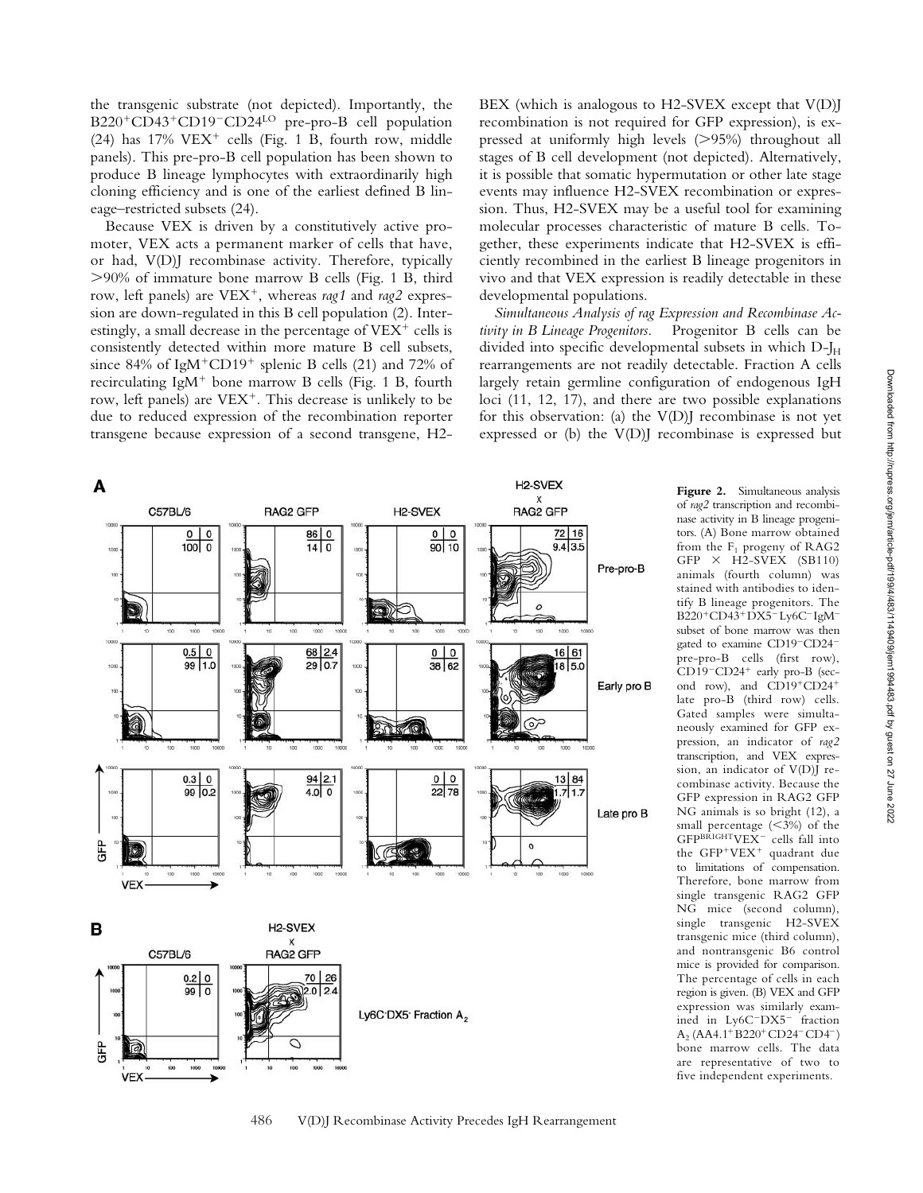the transgenic substrate (not depicted). Importantly, the B220$^+$CD43$^+$CD19$^-$CD24$^{LO}$ pre-pro-B cell population (24) has 17% VEX$^+$ cells (Fig. 1 B, fourth row, middle panels). This pre-pro-B cell population has been shown to produce B lineage lymphocytes with extraordinarily high cloning efficiency and is one of the earliest defined B lineage–restricted subsets (24).

Because VEX is driven by a constitutively active promoter, VEX acts a permanent marker of cells that have, or had, V(D)J recombinase activity. Therefore, typically >90% of immature bone marrow B cells (Fig. 1 B, third row, left panels) are VEX$^+$, whereas *rag1* and *rag2* expression are down-regulated in this B cell population (2). Interestingly, a small decrease in the percentage of VEX$^+$ cells is consistently detected within more mature B cell subsets, since 84% of IgM$^+$CD19$^+$ splenic B cells (21) and 72% of recirculating IgM$^+$ bone marrow B cells (Fig. 1 B, fourth row, left panels) are VEX$^+$. This decrease is unlikely to be due to reduced expression of the recombination reporter transgene because expression of a second transgene, H2-BEX (which is analogous to H2-SVEX except that V(D)J recombination is not required for GFP expression), is expressed at uniformly high levels (>95%) throughout all stages of B cell development (not depicted). Alternatively, it is possible that somatic hypermutation or other late stage events may influence H2-SVEX recombination or expression. Thus, H2-SVEX may be a useful tool for examining molecular processes characteristic of mature B cells. Together, these experiments indicate that H2-SVEX is efficiently recombined in the earliest B lineage progenitors in vivo and that VEX expression is readily detectable in these developmental populations.

*Simultaneous Analysis of rag Expression and Recombinase Activity in B Lineage Progenitors.* Progenitor B cells can be divided into specific developmental subsets in which D-$J_H$ rearrangements are not readily detectable. Fraction A cells largely retain germline configuration of endogenous IgH loci (11, 12, 17), and there are two possible explanations for this observation: (a) the V(D)J recombinase is not yet expressed or (b) the V(D)J recombinase is expressed but

**Figure 2.** Simultaneous analysis of *rag2* transcription and recombinase activity in B lineage progenitors. (A) Bone marrow obtained from the $F_1$ progeny of RAG2 GFP × H2-SVEX (SB110) animals (fourth column) was stained with antibodies to identify B lineage progenitors. The B220$^+$CD43$^+$DX5$^-$Ly6C$^-$IgM$^-$ subset of bone marrow was then gated to examine CD19$^-$CD24$^-$ pre-pro-B cells (first row), CD19$^-$CD24$^+$ early pro-B (second row), and CD19$^+$CD24$^+$ late pro-B (third row) cells. Gated samples were simultaneously examined for GFP expression, an indicator of *rag2* transcription, and VEX expression, an indicator of V(D)J recombinase activity. Because the GFP expression in RAG2 GFP NG animals is so bright (12), a small percentage (<3%) of the GFP$^{BRIGHT}$VEX$^-$ cells fall into the GFP$^+$VEX$^+$ quadrant due to limitations of compensation. Therefore, bone marrow from single transgenic RAG2 GFP NG mice (second column), single transgenic H2-SVEX transgenic mice (third column), and nontransgenic B6 control mice is provided for comparison. The percentage of cells in each region is given. (B) VEX and GFP expression was similarly examined in Ly6C$^-$DX5$^-$ fraction $A_2$ (AA4.1$^+$B220$^+$CD24$^-$CD4$^-$) bone marrow cells. The data are representative of two to five independent experiments.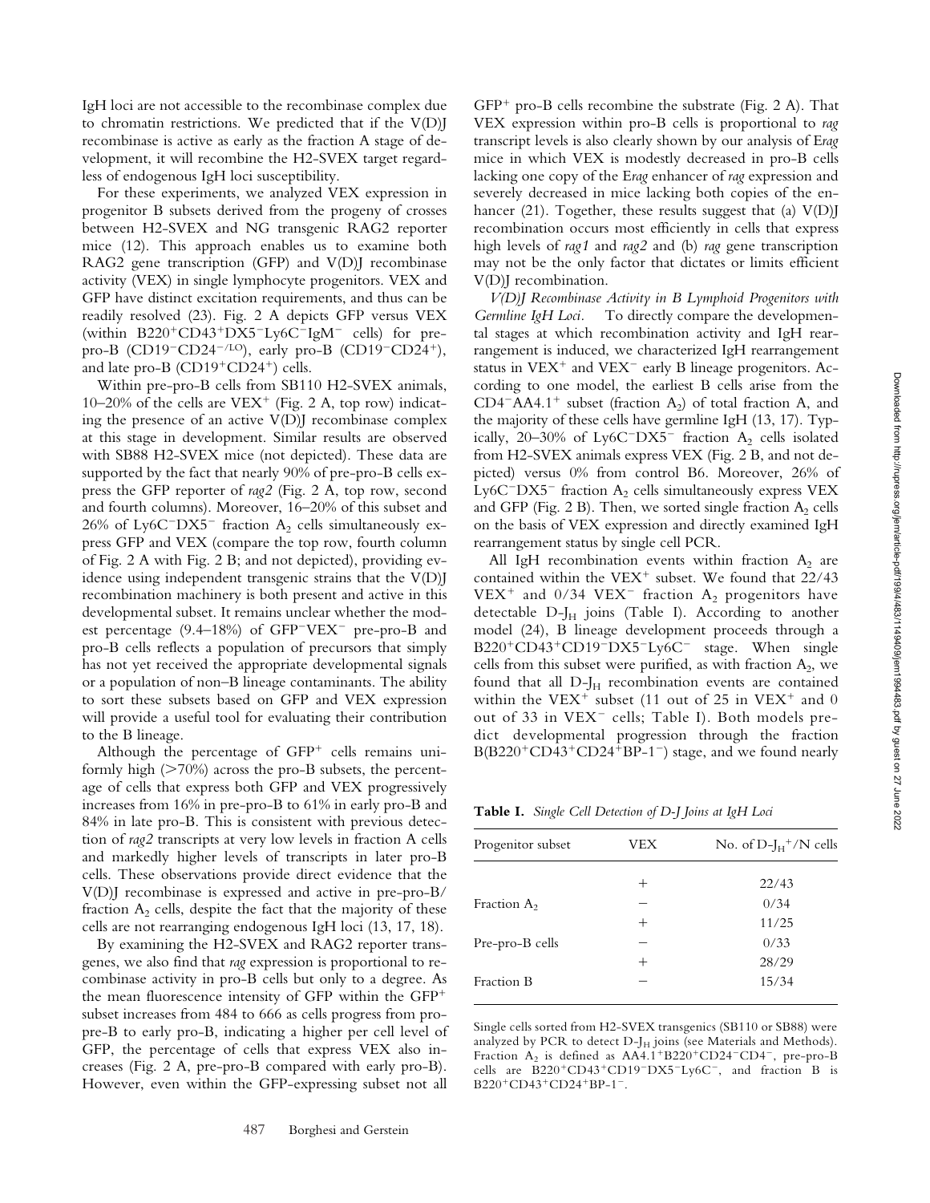IgH loci are not accessible to the recombinase complex due to chromatin restrictions. We predicted that if the V(D)J recombinase is active as early as the fraction A stage of development, it will recombine the H2-SVEX target regardless of endogenous IgH loci susceptibility.

For these experiments, we analyzed VEX expression in progenitor B subsets derived from the progeny of crosses between H2-SVEX and NG transgenic RAG2 reporter mice (12). This approach enables us to examine both RAG2 gene transcription (GFP) and V(D)J recombinase activity (VEX) in single lymphocyte progenitors. VEX and GFP have distinct excitation requirements, and thus can be readily resolved (23). Fig. 2 A depicts GFP versus VEX (within $B220^+CD43^+DX5^-Ly6C^-IgM^-$ cells) for pre-pro-B ($CD19^-CD24^{-/LO}$), early pro-B ($CD19^-CD24^+$), and late pro-B ($CD19^+CD24^+$) cells.

Within pre-pro-B cells from SB110 H2-SVEX animals, 10–20% of the cells are $VEX^+$ (Fig. 2 A, top row) indicating the presence of an active V(D)J recombinase complex at this stage in development. Similar results are observed with SB88 H2-SVEX mice (not depicted). These data are supported by the fact that nearly 90% of pre-pro-B cells express the GFP reporter of *rag2* (Fig. 2 A, top row, second and fourth columns). Moreover, 16–20% of this subset and 26% of $Ly6C^-DX5^-$ fraction $A_2$ cells simultaneously express GFP and VEX (compare the top row, fourth column of Fig. 2 A with Fig. 2 B; and not depicted), providing evidence using independent transgenic strains that the V(D)J recombination machinery is both present and active in this developmental subset. It remains unclear whether the modest percentage (9.4–18%) of $GFP^-VEX^-$ pre-pro-B and pro-B cells reflects a population of precursors that simply has not yet received the appropriate developmental signals or a population of non–B lineage contaminants. The ability to sort these subsets based on GFP and VEX expression will provide a useful tool for evaluating their contribution to the B lineage.

Although the percentage of $GFP^+$ cells remains uniformly high (>70%) across the pro-B subsets, the percentage of cells that express both GFP and VEX progressively increases from 16% in pre-pro-B to 61% in early pro-B and 84% in late pro-B. This is consistent with previous detection of *rag2* transcripts at very low levels in fraction A cells and markedly higher levels of transcripts in later pro-B cells. These observations provide direct evidence that the V(D)J recombinase is expressed and active in pre-pro-B/fraction $A_2$ cells, despite the fact that the majority of these cells are not rearranging endogenous IgH loci (13, 17, 18).

By examining the H2-SVEX and RAG2 reporter transgenes, we also find that *rag* expression is proportional to recombinase activity in pro-B cells but only to a degree. As the mean fluorescence intensity of GFP within the $GFP^+$ subset increases from 484 to 666 as cells progress from pro-pre-B to early pro-B, indicating a higher per cell level of GFP, the percentage of cells that express VEX also increases (Fig. 2 A, pre-pro-B compared with early pro-B). However, even within the GFP-expressing subset not all $GFP^+$ pro-B cells recombine the substrate (Fig. 2 A). That VEX expression within pro-B cells is proportional to *rag* transcript levels is also clearly shown by our analysis of E*rag* mice in which VEX is modestly decreased in pro-B cells lacking one copy of the E*rag* enhancer of *rag* expression and severely decreased in mice lacking both copies of the enhancer (21). Together, these results suggest that (a) V(D)J recombination occurs most efficiently in cells that express high levels of *rag1* and *rag2* and (b) *rag* gene transcription may not be the only factor that dictates or limits efficient V(D)J recombination.

*V(D)J Recombinase Activity in B Lymphoid Progenitors with Germline IgH Loci.* To directly compare the developmental stages at which recombination activity and IgH rearrangement is induced, we characterized IgH rearrangement status in $VEX^+$ and $VEX^-$ early B lineage progenitors. According to one model, the earliest B cells arise from the $CD4^-AA4.1^+$ subset (fraction $A_2$) of total fraction A, and the majority of these cells have germline IgH (13, 17). Typically, 20–30% of $Ly6C^-DX5^-$ fraction $A_2$ cells isolated from H2-SVEX animals express VEX (Fig. 2 B, and not depicted) versus 0% from control B6. Moreover, 26% of $Ly6C^-DX5^-$ fraction $A_2$ cells simultaneously express VEX and GFP (Fig. 2 B). Then, we sorted single fraction $A_2$ cells on the basis of VEX expression and directly examined IgH rearrangement status by single cell PCR.

All IgH recombination events within fraction $A_2$ are contained within the $VEX^+$ subset. We found that 22/43 $VEX^+$ and 0/34 $VEX^-$ fraction $A_2$ progenitors have detectable $D$-$J_H$ joins (Table I). According to another model (24), B lineage development proceeds through a $B220^+CD43^+CD19^-DX5^-Ly6C^-$ stage. When single cells from this subset were purified, as with fraction $A_2$, we found that all $D$-$J_H$ recombination events are contained within the $VEX^+$ subset (11 out of 25 in $VEX^+$ and 0 out of 33 in $VEX^-$ cells; Table I). Both models predict developmental progression through the fraction $B(B220^+CD43^+CD24^+BP\text{-}1^-)$ stage, and we found nearly

**Table I.** *Single Cell Detection of D-J Joins at IgH Loci*

| Progenitor subset | VEX | No. of $D$-$J_H^+$/N cells |
|---|---|---|
| Fraction $A_2$ | + | 22/43 |
| | − | 0/34 |
| Pre-pro-B cells | + | 11/25 |
| | − | 0/33 |
| Fraction B | + | 28/29 |
| | − | 15/34 |

Single cells sorted from H2-SVEX transgenics (SB110 or SB88) were analyzed by PCR to detect $D$-$J_H$ joins (see Materials and Methods). Fraction $A_2$ is defined as $AA4.1^+B220^+CD24^-CD4^-$, pre-pro-B cells are $B220^+CD43^+CD19^-DX5^-Ly6C^-$, and fraction B is $B220^+CD43^+CD24^+BP\text{-}1^-$.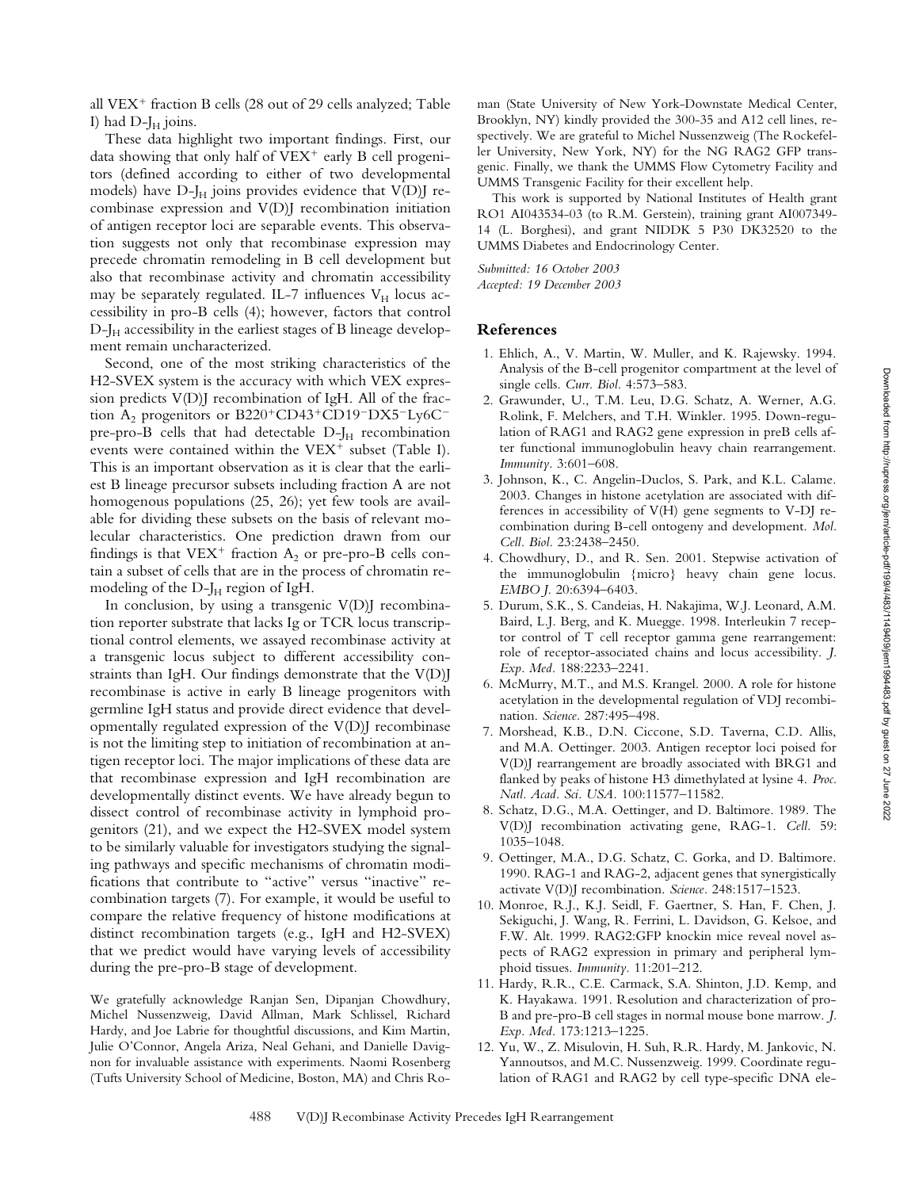all $VEX^+$ fraction B cells (28 out of 29 cells analyzed; Table I) had D-$J_H$ joins.

These data highlight two important findings. First, our data showing that only half of $VEX^+$ early B cell progenitors (defined according to either of two developmental models) have D-$J_H$ joins provides evidence that V(D)J recombinase expression and V(D)J recombination initiation of antigen receptor loci are separable events. This observation suggests not only that recombinase expression may precede chromatin remodeling in B cell development but also that recombinase activity and chromatin accessibility may be separately regulated. IL-7 influences $V_H$ locus accessibility in pro-B cells (4); however, factors that control D-$J_H$ accessibility in the earliest stages of B lineage development remain uncharacterized.

Second, one of the most striking characteristics of the H2-SVEX system is the accuracy with which VEX expression predicts V(D)J recombination of IgH. All of the fraction $A_2$ progenitors or $B220^+CD43^+CD19^-DX5^-Ly6C^-$ pre-pro-B cells that had detectable D-$J_H$ recombination events were contained within the $VEX^+$ subset (Table I). This is an important observation as it is clear that the earliest B lineage precursor subsets including fraction A are not homogenous populations (25, 26); yet few tools are available for dividing these subsets on the basis of relevant molecular characteristics. One prediction drawn from our findings is that $VEX^+$ fraction $A_2$ or pre-pro-B cells contain a subset of cells that are in the process of chromatin remodeling of the D-$J_H$ region of IgH.

In conclusion, by using a transgenic V(D)J recombination reporter substrate that lacks Ig or TCR locus transcriptional control elements, we assayed recombinase activity at a transgenic locus subject to different accessibility constraints than IgH. Our findings demonstrate that the V(D)J recombinase is active in early B lineage progenitors with germline IgH status and provide direct evidence that developmentally regulated expression of the V(D)J recombinase is not the limiting step to initiation of recombination at antigen receptor loci. The major implications of these data are that recombinase expression and IgH recombination are developmentally distinct events. We have already begun to dissect control of recombinase activity in lymphoid progenitors (21), and we expect the H2-SVEX model system to be similarly valuable for investigators studying the signaling pathways and specific mechanisms of chromatin modifications that contribute to "active" versus "inactive" recombination targets (7). For example, it would be useful to compare the relative frequency of histone modifications at distinct recombination targets (e.g., IgH and H2-SVEX) that we predict would have varying levels of accessibility during the pre-pro-B stage of development.

We gratefully acknowledge Ranjan Sen, Dipanjan Chowdhury, Michel Nussenzweig, David Allman, Mark Schlissel, Richard Hardy, and Joe Labrie for thoughtful discussions, and Kim Martin, Julie O'Connor, Angela Ariza, Neal Gehani, and Danielle Davignon for invaluable assistance with experiments. Naomi Rosenberg (Tufts University School of Medicine, Boston, MA) and Chris Roman (State University of New York-Downstate Medical Center, Brooklyn, NY) kindly provided the 300-35 and A12 cell lines, respectively. We are grateful to Michel Nussenzweig (The Rockefeller University, New York, NY) for the NG RAG2 GFP transgenic. Finally, we thank the UMMS Flow Cytometry Facility and UMMS Transgenic Facility for their excellent help.

This work is supported by National Institutes of Health grant RO1 AI043534-03 (to R.M. Gerstein), training grant AI007349-14 (L. Borghesi), and grant NIDDK 5 P30 DK32520 to the UMMS Diabetes and Endocrinology Center.

*Submitted: 16 October 2003*
*Accepted: 19 December 2003*

## References

1. Ehlich, A., V. Martin, W. Muller, and K. Rajewsky. 1994. Analysis of the B-cell progenitor compartment at the level of single cells. *Curr. Biol.* 4:573–583.
2. Grawunder, U., T.M. Leu, D.G. Schatz, A. Werner, A.G. Rolink, F. Melchers, and T.H. Winkler. 1995. Down-regulation of RAG1 and RAG2 gene expression in preB cells after functional immunoglobulin heavy chain rearrangement. *Immunity.* 3:601–608.
3. Johnson, K., C. Angelin-Duclos, S. Park, and K.L. Calame. 2003. Changes in histone acetylation are associated with differences in accessibility of V(H) gene segments to V-DJ recombination during B-cell ontogeny and development. *Mol. Cell. Biol.* 23:2438–2450.
4. Chowdhury, D., and R. Sen. 2001. Stepwise activation of the immunoglobulin {micro} heavy chain gene locus. *EMBO J.* 20:6394–6403.
5. Durum, S.K., S. Candeias, H. Nakajima, W.J. Leonard, A.M. Baird, L.J. Berg, and K. Muegge. 1998. Interleukin 7 receptor control of T cell receptor gamma gene rearrangement: role of receptor-associated chains and locus accessibility. *J. Exp. Med.* 188:2233–2241.
6. McMurry, M.T., and M.S. Krangel. 2000. A role for histone acetylation in the developmental regulation of VDJ recombination. *Science.* 287:495–498.
7. Morshead, K.B., D.N. Ciccone, S.D. Taverna, C.D. Allis, and M.A. Oettinger. 2003. Antigen receptor loci poised for V(D)J rearrangement are broadly associated with BRG1 and flanked by peaks of histone H3 dimethylated at lysine 4. *Proc. Natl. Acad. Sci. USA.* 100:11577–11582.
8. Schatz, D.G., M.A. Oettinger, and D. Baltimore. 1989. The V(D)J recombination activating gene, RAG-1. *Cell.* 59:1035–1048.
9. Oettinger, M.A., D.G. Schatz, C. Gorka, and D. Baltimore. 1990. RAG-1 and RAG-2, adjacent genes that synergistically activate V(D)J recombination. *Science.* 248:1517–1523.
10. Monroe, R.J., K.J. Seidl, F. Gaertner, S. Han, F. Chen, J. Sekiguchi, J. Wang, R. Ferrini, L. Davidson, G. Kelsoe, and F.W. Alt. 1999. RAG2:GFP knockin mice reveal novel aspects of RAG2 expression in primary and peripheral lymphoid tissues. *Immunity.* 11:201–212.
11. Hardy, R.R., C.E. Carmack, S.A. Shinton, J.D. Kemp, and K. Hayakawa. 1991. Resolution and characterization of pro-B and pre-pro-B cell stages in normal mouse bone marrow. *J. Exp. Med.* 173:1213–1225.
12. Yu, W., Z. Misulovin, H. Suh, R.R. Hardy, M. Jankovic, N. Yannoutsos, and M.C. Nussenzweig. 1999. Coordinate regulation of RAG1 and RAG2 by cell type-specific DNA ele-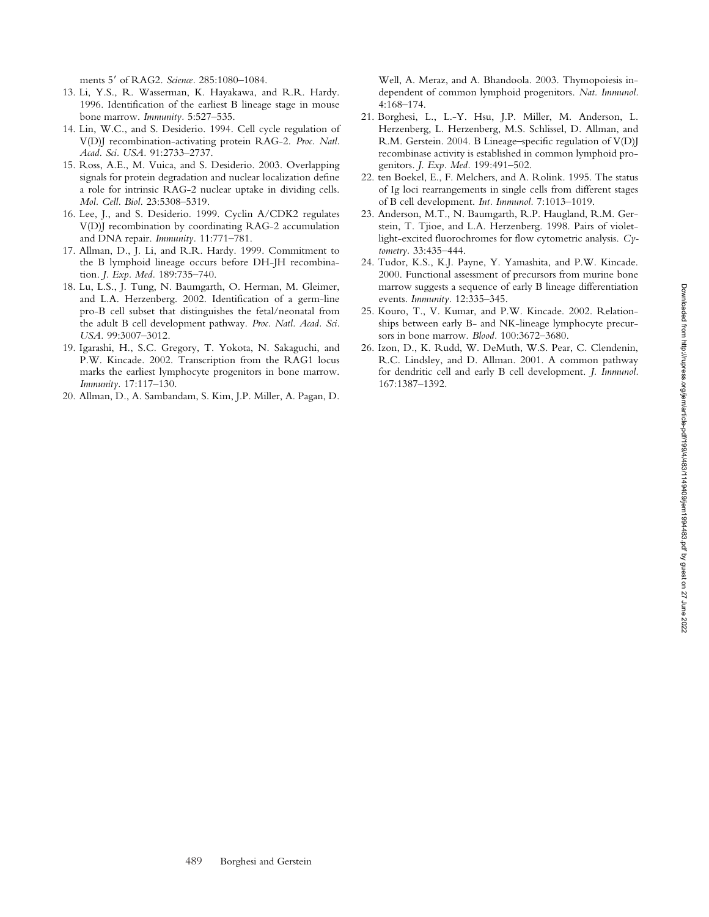ments 5′ of RAG2. *Science*. 285:1080–1084.

13. Li, Y.S., R. Wasserman, K. Hayakawa, and R.R. Hardy. 1996. Identification of the earliest B lineage stage in mouse bone marrow. *Immunity*. 5:527–535.
14. Lin, W.C., and S. Desiderio. 1994. Cell cycle regulation of V(D)J recombination-activating protein RAG-2. *Proc. Natl. Acad. Sci. USA*. 91:2733–2737.
15. Ross, A.E., M. Vuica, and S. Desiderio. 2003. Overlapping signals for protein degradation and nuclear localization define a role for intrinsic RAG-2 nuclear uptake in dividing cells. *Mol. Cell. Biol.* 23:5308–5319.
16. Lee, J., and S. Desiderio. 1999. Cyclin A/CDK2 regulates V(D)J recombination by coordinating RAG-2 accumulation and DNA repair. *Immunity*. 11:771–781.
17. Allman, D., J. Li, and R.R. Hardy. 1999. Commitment to the B lymphoid lineage occurs before DH-JH recombination. *J. Exp. Med.* 189:735–740.
18. Lu, L.S., J. Tung, N. Baumgarth, O. Herman, M. Gleimer, and L.A. Herzenberg. 2002. Identification of a germ-line pro-B cell subset that distinguishes the fetal/neonatal from the adult B cell development pathway. *Proc. Natl. Acad. Sci. USA*. 99:3007–3012.
19. Igarashi, H., S.C. Gregory, T. Yokota, N. Sakaguchi, and P.W. Kincade. 2002. Transcription from the RAG1 locus marks the earliest lymphocyte progenitors in bone marrow. *Immunity*. 17:117–130.
20. Allman, D., A. Sambandam, S. Kim, J.P. Miller, A. Pagan, D. Well, A. Meraz, and A. Bhandoola. 2003. Thymopoiesis independent of common lymphoid progenitors. *Nat. Immunol.* 4:168–174.
21. Borghesi, L., L.-Y. Hsu, J.P. Miller, M. Anderson, L. Herzenberg, L. Herzenberg, M.S. Schlissel, D. Allman, and R.M. Gerstein. 2004. B Lineage–specific regulation of V(D)J recombinase activity is established in common lymphoid progenitors. *J. Exp. Med.* 199:491–502.
22. ten Boekel, E., F. Melchers, and A. Rolink. 1995. The status of Ig loci rearrangements in single cells from different stages of B cell development. *Int. Immunol.* 7:1013–1019.
23. Anderson, M.T., N. Baumgarth, R.P. Haugland, R.M. Gerstein, T. Tjioe, and L.A. Herzenberg. 1998. Pairs of violet-light-excited fluorochromes for flow cytometric analysis. *Cytometry*. 33:435–444.
24. Tudor, K.S., K.J. Payne, Y. Yamashita, and P.W. Kincade. 2000. Functional assessment of precursors from murine bone marrow suggests a sequence of early B lineage differentiation events. *Immunity*. 12:335–345.
25. Kouro, T., V. Kumar, and P.W. Kincade. 2002. Relationships between early B- and NK-lineage lymphocyte precursors in bone marrow. *Blood*. 100:3672–3680.
26. Izon, D., K. Rudd, W. DeMuth, W.S. Pear, C. Clendenin, R.C. Lindsley, and D. Allman. 2001. A common pathway for dendritic cell and early B cell development. *J. Immunol.* 167:1387–1392.